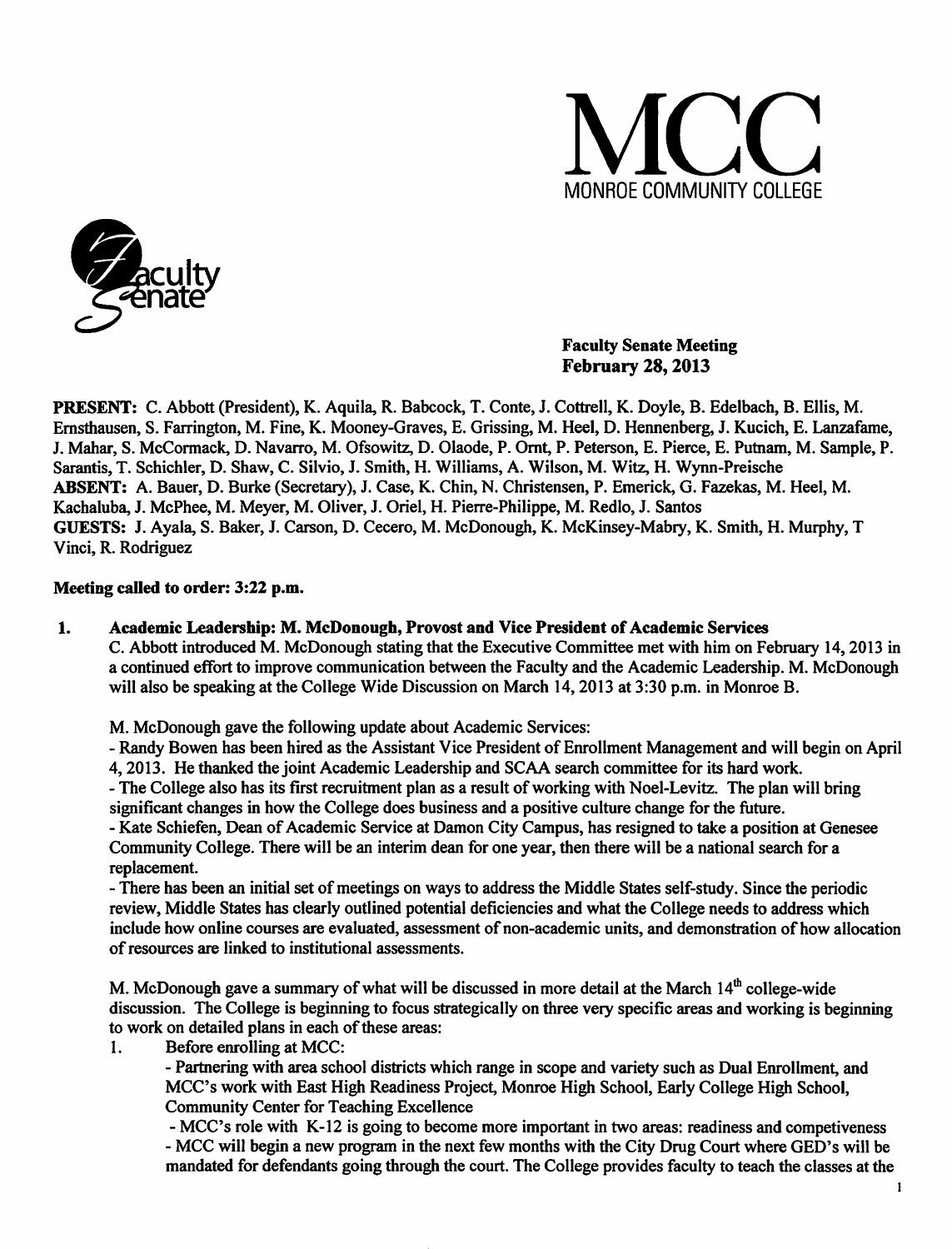# MCC

MONROE COMMUNITY COLLEGE

Faculty Senate

**Faculty Senate Meeting**
**February 28, 2013**

**PRESENT:** C. Abbott (President), K. Aquila, R. Babcock, T. Conte, J. Cottrell, K. Doyle, B. Edelbach, B. Ellis, M. Ernsthausen, S. Farrington, M. Fine, K. Mooney-Graves, E. Grissing, M. Heel, D. Hennenberg, J. Kucich, E. Lanzafame, J. Mahar, S. McCormack, D. Navarro, M. Ofsowitz, D. Olaode, P. Ornt, P. Peterson, E. Pierce, E. Putnam, M. Sample, P. Sarantis, T. Schichler, D. Shaw, C. Silvio, J. Smith, H. Williams, A. Wilson, M. Witz, H. Wynn-Preische
**ABSENT:** A. Bauer, D. Burke (Secretary), J. Case, K. Chin, N. Christensen, P. Emerick, G. Fazekas, M. Heel, M. Kachaluba, J. McPhee, M. Meyer, M. Oliver, J. Oriel, H. Pierre-Philippe, M. Redlo, J. Santos
**GUESTS:** J. Ayala, S. Baker, J. Carson, D. Cecero, M. McDonough, K. McKinsey-Mabry, K. Smith, H. Murphy, T Vinci, R. Rodriguez

**Meeting called to order: 3:22 p.m.**

**1. Academic Leadership: M. McDonough, Provost and Vice President of Academic Services**

C. Abbott introduced M. McDonough stating that the Executive Committee met with him on February 14, 2013 in a continued effort to improve communication between the Faculty and the Academic Leadership. M. McDonough will also be speaking at the College Wide Discussion on March 14, 2013 at 3:30 p.m. in Monroe B.

M. McDonough gave the following update about Academic Services:
- Randy Bowen has been hired as the Assistant Vice President of Enrollment Management and will begin on April 4, 2013. He thanked the joint Academic Leadership and SCAA search committee for its hard work.
- The College also has its first recruitment plan as a result of working with Noel-Levitz. The plan will bring significant changes in how the College does business and a positive culture change for the future.
- Kate Schiefen, Dean of Academic Service at Damon City Campus, has resigned to take a position at Genesee Community College. There will be an interim dean for one year, then there will be a national search for a replacement.
- There has been an initial set of meetings on ways to address the Middle States self-study. Since the periodic review, Middle States has clearly outlined potential deficiencies and what the College needs to address which include how online courses are evaluated, assessment of non-academic units, and demonstration of how allocation of resources are linked to institutional assessments.

M. McDonough gave a summary of what will be discussed in more detail at the March 14th college-wide discussion. The College is beginning to focus strategically on three very specific areas and working is beginning to work on detailed plans in each of these areas:

1. Before enrolling at MCC:
   - Partnering with area school districts which range in scope and variety such as Dual Enrollment, and MCC's work with East High Readiness Project, Monroe High School, Early College High School, Community Center for Teaching Excellence
   - MCC's role with K-12 is going to become more important in two areas: readiness and competiveness
   - MCC will begin a new program in the next few months with the City Drug Court where GED's will be mandated for defendants going through the court. The College provides faculty to teach the classes at the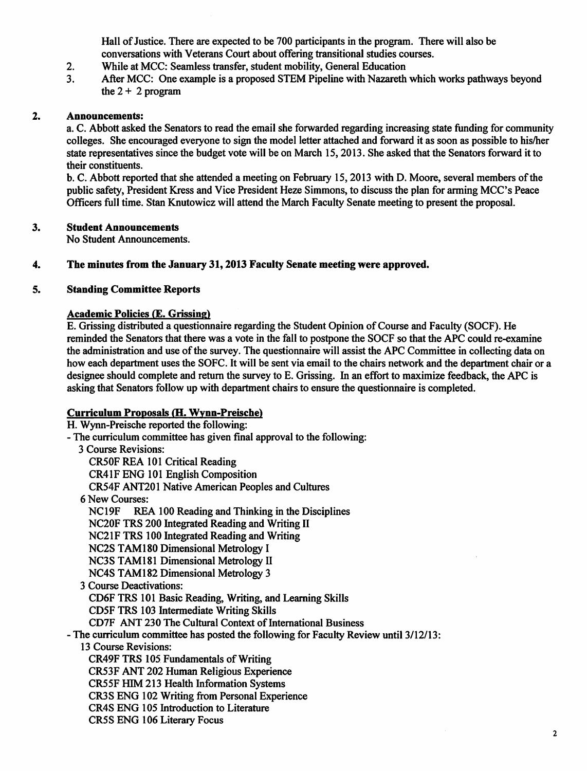Hall of Justice. There are expected to be 700 participants in the program. There will also be conversations with Veterans Court about offering transitional studies courses.

2. While at MCC: Seamless transfer, student mobility, General Education
3. After MCC: One example is a proposed STEM Pipeline with Nazareth which works pathways beyond the 2 + 2 program

**2. Announcements:**

a. C. Abbott asked the Senators to read the email she forwarded regarding increasing state funding for community colleges. She encouraged everyone to sign the model letter attached and forward it as soon as possible to his/her state representatives since the budget vote will be on March 15, 2013. She asked that the Senators forward it to their constituents.

b. C. Abbott reported that she attended a meeting on February 15, 2013 with D. Moore, several members of the public safety, President Kress and Vice President Heze Simmons, to discuss the plan for arming MCC's Peace Officers full time. Stan Knutowicz will attend the March Faculty Senate meeting to present the proposal.

**3. Student Announcements**

No Student Announcements.

**4. The minutes from the January 31, 2013 Faculty Senate meeting were approved.**

**5. Standing Committee Reports**

**Academic Policies (E. Grissing)**

E. Grissing distributed a questionnaire regarding the Student Opinion of Course and Faculty (SOCF). He reminded the Senators that there was a vote in the fall to postpone the SOCF so that the APC could re-examine the administration and use of the survey. The questionnaire will assist the APC Committee in collecting data on how each department uses the SOFC. It will be sent via email to the chairs network and the department chair or a designee should complete and return the survey to E. Grissing. In an effort to maximize feedback, the APC is asking that Senators follow up with department chairs to ensure the questionnaire is completed.

**Curriculum Proposals (H. Wynn-Preische)**

H. Wynn-Preische reported the following:

- The curriculum committee has given final approval to the following:
  - 3 Course Revisions:
    - CR50F REA 101 Critical Reading
    - CR41F ENG 101 English Composition
    - CR54F ANT201 Native American Peoples and Cultures
  - 6 New Courses:
    - NC19F REA 100 Reading and Thinking in the Disciplines
    - NC20F TRS 200 Integrated Reading and Writing II
    - NC21F TRS 100 Integrated Reading and Writing
    - NC2S TAM180 Dimensional Metrology I
    - NC3S TAM181 Dimensional Metrology II
    - NC4S TAM182 Dimensional Metrology 3
  - 3 Course Deactivations:
    - CD6F TRS 101 Basic Reading, Writing, and Learning Skills
    - CD5F TRS 103 Intermediate Writing Skills
    - CD7F ANT 230 The Cultural Context of International Business
- The curriculum committee has posted the following for Faculty Review until 3/12/13:
  - 13 Course Revisions:
    - CR49F TRS 105 Fundamentals of Writing
    - CR53F ANT 202 Human Religious Experience
    - CR55F HIM 213 Health Information Systems
    - CR3S ENG 102 Writing from Personal Experience
    - CR4S ENG 105 Introduction to Literature
    - CR5S ENG 106 Literary Focus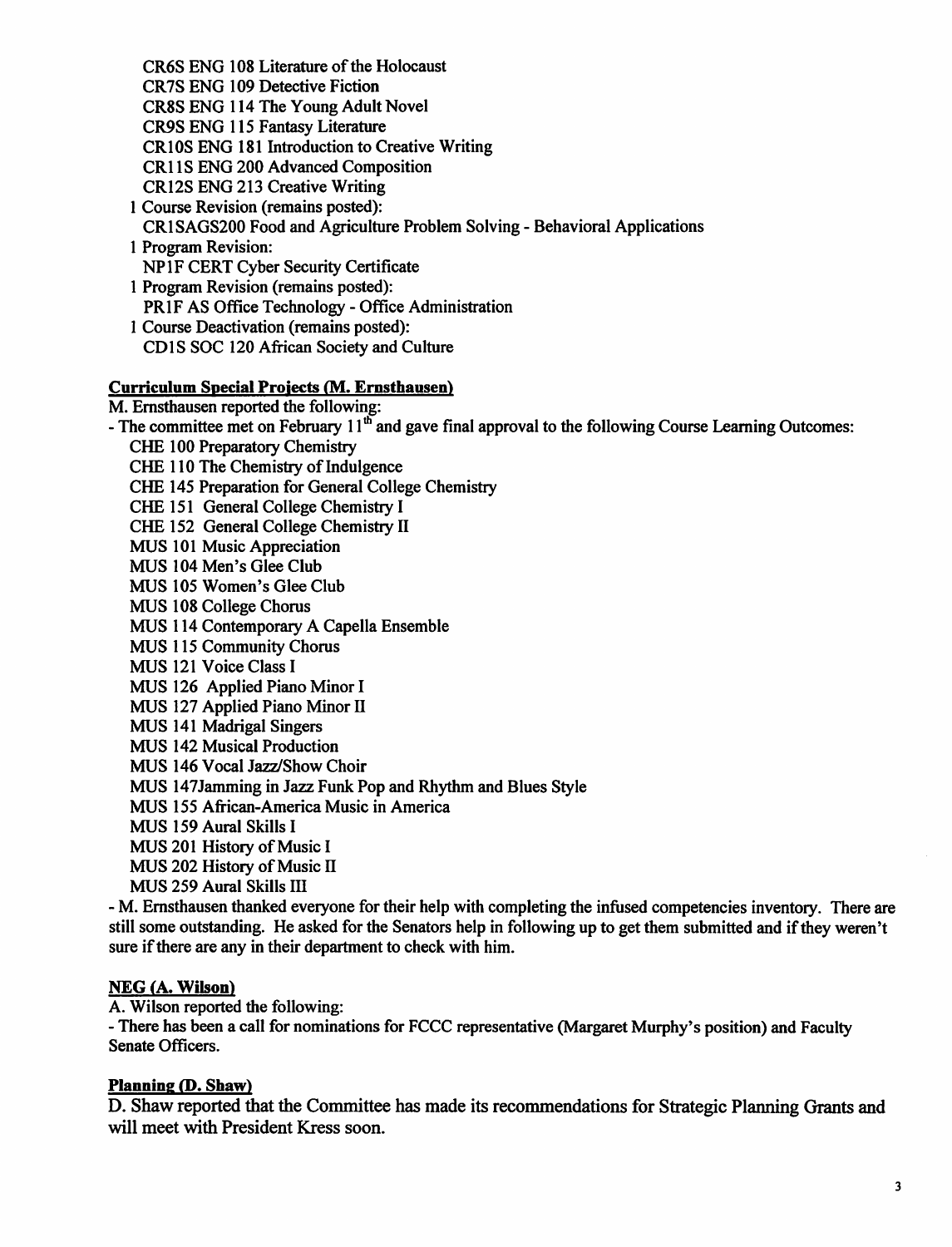CR6S ENG 108 Literature of the Holocaust
CR7S ENG 109 Detective Fiction
CR8S ENG 114 The Young Adult Novel
CR9S ENG 115 Fantasy Literature
CR10S ENG 181 Introduction to Creative Writing
CR11S ENG 200 Advanced Composition
CR12S ENG 213 Creative Writing

1 Course Revision (remains posted):
CR1SAGS200 Food and Agriculture Problem Solving - Behavioral Applications

1 Program Revision:
NP1F CERT Cyber Security Certificate

1 Program Revision (remains posted):
PR1F AS Office Technology - Office Administration

1 Course Deactivation (remains posted):
CD1S SOC 120 African Society and Culture

**Curriculum Special Projects (M. Ernsthausen)**

M. Ernsthausen reported the following:

- The committee met on February 11th and gave final approval to the following Course Learning Outcomes:
  - CHE 100 Preparatory Chemistry
  - CHE 110 The Chemistry of Indulgence
  - CHE 145 Preparation for General College Chemistry
  - CHE 151 General College Chemistry I
  - CHE 152 General College Chemistry II
  - MUS 101 Music Appreciation
  - MUS 104 Men's Glee Club
  - MUS 105 Women's Glee Club
  - MUS 108 College Chorus
  - MUS 114 Contemporary A Capella Ensemble
  - MUS 115 Community Chorus
  - MUS 121 Voice Class I
  - MUS 126 Applied Piano Minor I
  - MUS 127 Applied Piano Minor II
  - MUS 141 Madrigal Singers
  - MUS 142 Musical Production
  - MUS 146 Vocal Jazz/Show Choir
  - MUS 147Jamming in Jazz Funk Pop and Rhythm and Blues Style
  - MUS 155 African-America Music in America
  - MUS 159 Aural Skills I
  - MUS 201 History of Music I
  - MUS 202 History of Music II
  - MUS 259 Aural Skills III
- M. Ernsthausen thanked everyone for their help with completing the infused competencies inventory. There are still some outstanding. He asked for the Senators help in following up to get them submitted and if they weren't sure if there are any in their department to check with him.

**NEG (A. Wilson)**

A. Wilson reported the following:

- There has been a call for nominations for FCCC representative (Margaret Murphy's position) and Faculty Senate Officers.

**Planning (D. Shaw)**

D. Shaw reported that the Committee has made its recommendations for Strategic Planning Grants and will meet with President Kress soon.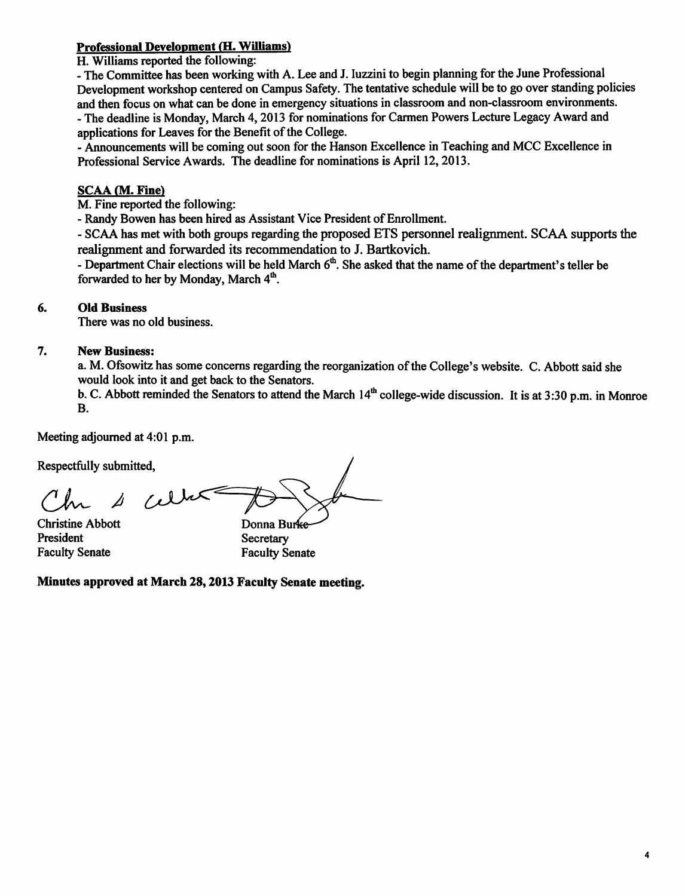**Professional Development (H. Williams)**

H. Williams reported the following:

- The Committee has been working with A. Lee and J. Iuzzini to begin planning for the June Professional Development workshop centered on Campus Safety. The tentative schedule will be to go over standing policies and then focus on what can be done in emergency situations in classroom and non-classroom environments.
- The deadline is Monday, March 4, 2013 for nominations for Carmen Powers Lecture Legacy Award and applications for Leaves for the Benefit of the College.
- Announcements will be coming out soon for the Hanson Excellence in Teaching and MCC Excellence in Professional Service Awards. The deadline for nominations is April 12, 2013.

**SCAA (M. Fine)**

M. Fine reported the following:

- Randy Bowen has been hired as Assistant Vice President of Enrollment.
- SCAA has met with both groups regarding the proposed ETS personnel realignment. SCAA supports the realignment and forwarded its recommendation to J. Bartkovich.
- Department Chair elections will be held March 6th. She asked that the name of the department's teller be forwarded to her by Monday, March 4th.

**6. Old Business**

There was no old business.

**7. New Business:**

a. M. Ofsowitz has some concerns regarding the reorganization of the College's website. C. Abbott said she would look into it and get back to the Senators.

b. C. Abbott reminded the Senators to attend the March 14th college-wide discussion. It is at 3:30 p.m. in Monroe B.

Meeting adjourned at 4:01 p.m.

Respectfully submitted,

Christine Abbott
President
Faculty Senate

Donna Burke
Secretary
Faculty Senate

**Minutes approved at March 28, 2013 Faculty Senate meeting.**